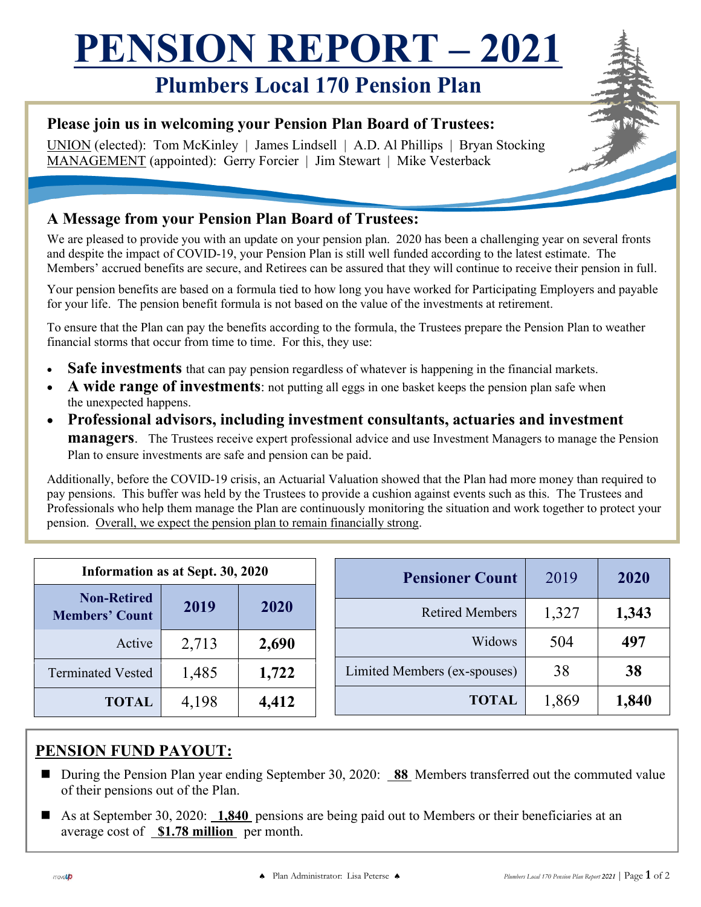# PENSION REPORT – 2021

## Plumbers Local 170 Pension Plan

### Please join us in welcoming your Pension Plan Board of Trustees:

UNION (elected): Tom McKinley | James Lindsell | A.D. Al Phillips | Bryan Stocking
MANAGEMENT (appointed): Gerry Forcier | Jim Stewart | Mike Vesterback

### A Message from your Pension Plan Board of Trustees:

We are pleased to provide you with an update on your pension plan. 2020 has been a challenging year on several fronts and despite the impact of COVID-19, your Pension Plan is still well funded according to the latest estimate. The Members' accrued benefits are secure, and Retirees can be assured that they will continue to receive their pension in full.

Your pension benefits are based on a formula tied to how long you have worked for Participating Employers and payable for your life. The pension benefit formula is not based on the value of the investments at retirement.

To ensure that the Plan can pay the benefits according to the formula, the Trustees prepare the Pension Plan to weather financial storms that occur from time to time. For this, they use:

- **Safe investments** that can pay pension regardless of whatever is happening in the financial markets.
- **A wide range of investments**: not putting all eggs in one basket keeps the pension plan safe when the unexpected happens.
- **Professional advisors, including investment consultants, actuaries and investment managers**. The Trustees receive expert professional advice and use Investment Managers to manage the Pension Plan to ensure investments are safe and pension can be paid.

Additionally, before the COVID-19 crisis, an Actuarial Valuation showed that the Plan had more money than required to pay pensions. This buffer was held by the Trustees to provide a cushion against events such as this. The Trustees and Professionals who help them manage the Plan are continuously monitoring the situation and work together to protect your pension. Overall, we expect the pension plan to remain financially strong.

**Information as at Sept. 30, 2020**

| Non-Retired Members' Count | 2019 | 2020 |
|---|---|---|
| Active | 2,713 | **2,690** |
| Terminated Vested | 1,485 | **1,722** |
| **TOTAL** | 4,198 | **4,412** |

| Pensioner Count | 2019 | 2020 |
|---|---|---|
| Retired Members | 1,327 | **1,343** |
| Widows | 504 | **497** |
| Limited Members (ex-spouses) | 38 | **38** |
| **TOTAL** | 1,869 | **1,840** |

## PENSION FUND PAYOUT:

- During the Pension Plan year ending September 30, 2020: **88** Members transferred out the commuted value of their pensions out of the Plan.
- As at September 30, 2020: **1,840** pensions are being paid out to Members or their beneficiaries at an average cost of **$1.78 million** per month.

Plan Administrator: Lisa Peterse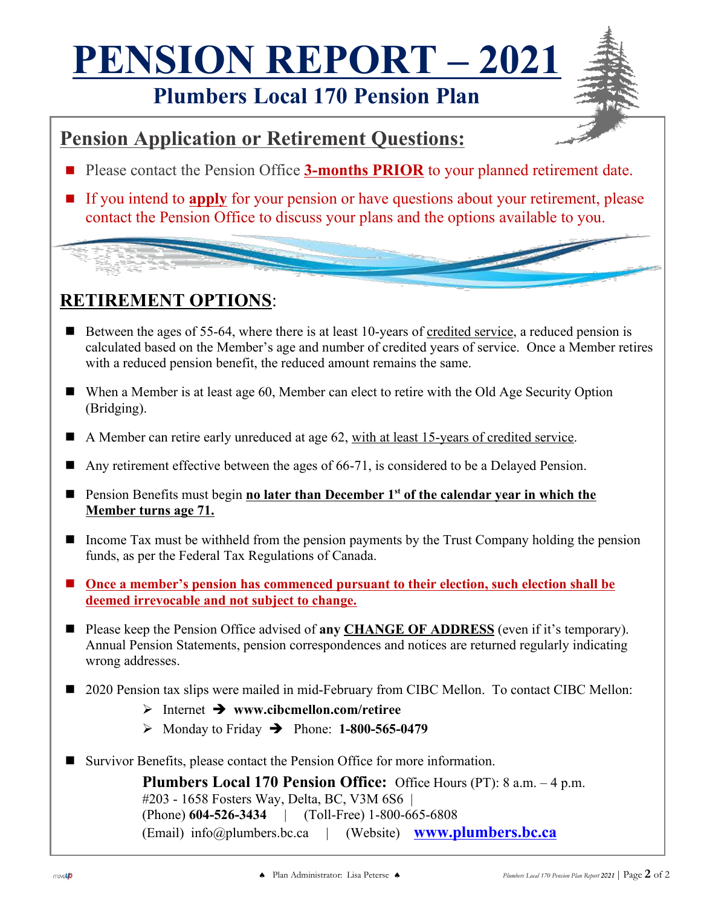# PENSION REPORT – 2021

## Plumbers Local 170 Pension Plan

## Pension Application or Retirement Questions:

- Please contact the Pension Office **3-months PRIOR** to your planned retirement date.
- If you intend to **apply** for your pension or have questions about your retirement, please contact the Pension Office to discuss your plans and the options available to you.

## RETIREMENT OPTIONS:

- Between the ages of 55-64, where there is at least 10-years of credited service, a reduced pension is calculated based on the Member's age and number of credited years of service. Once a Member retires with a reduced pension benefit, the reduced amount remains the same.
- When a Member is at least age 60, Member can elect to retire with the Old Age Security Option (Bridging).
- A Member can retire early unreduced at age 62, with at least 15-years of credited service.
- Any retirement effective between the ages of 66-71, is considered to be a Delayed Pension.
- Pension Benefits must begin **no later than December 1st of the calendar year in which the Member turns age 71.**
- Income Tax must be withheld from the pension payments by the Trust Company holding the pension funds, as per the Federal Tax Regulations of Canada.
- **Once a member's pension has commenced pursuant to their election, such election shall be deemed irrevocable and not subject to change.**
- Please keep the Pension Office advised of **any CHANGE OF ADDRESS** (even if it's temporary). Annual Pension Statements, pension correspondences and notices are returned regularly indicating wrong addresses.
- 2020 Pension tax slips were mailed in mid-February from CIBC Mellon. To contact CIBC Mellon:
  - Internet ➔ **www.cibcmellon.com/retiree**
  - Monday to Friday ➔ Phone: **1-800-565-0479**
- Survivor Benefits, please contact the Pension Office for more information.

**Plumbers Local 170 Pension Office:** Office Hours (PT): 8 a.m. – 4 p.m.
#203 - 1658 Fosters Way, Delta, BC, V3M 6S6 |
(Phone) **604-526-3434** | (Toll-Free) 1-800-665-6808
(Email) info@plumbers.bc.ca | (Website) **www.plumbers.bc.ca**

Plan Administrator: Lisa Peterse